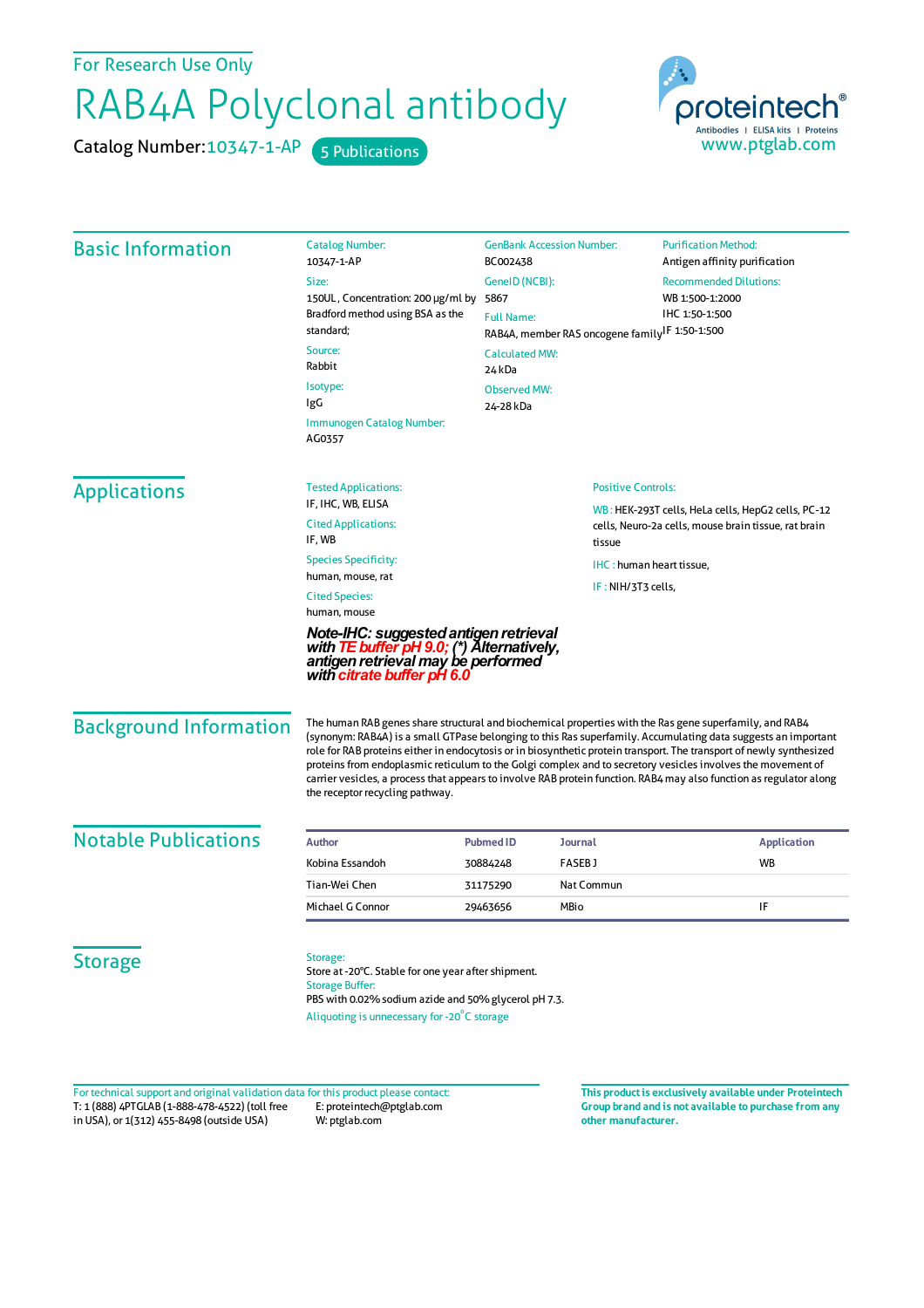For Research Use Only

# RAB4A Polyclonal antibody

Catalog Number: 10347-1-AP  5 Publications

proteintech® Antibodies | ELISA kits | Proteins
www.ptglab.com

## Basic Information

**Catalog Number:**
10347-1-AP

**Size:**
150UL , Concentration: 200 μg/ml by Bradford method using BSA as the standard;

**Source:**
Rabbit

**Isotype:**
IgG

**Immunogen Catalog Number:**
AG0357

**GenBank Accession Number:**
BC002438

**GeneID (NCBI):**
5867

**Full Name:**
RAB4A, member RAS oncogene family

**Calculated MW:**
24 kDa

**Observed MW:**
24-28 kDa

**Purification Method:**
Antigen affinity purification

**Recommended Dilutions:**
WB 1:500-1:2000
IHC 1:50-1:500
IF 1:50-1:500

## Applications

**Tested Applications:**
IF, IHC, WB, ELISA

**Cited Applications:**
IF, WB

**Species Specificity:**
human, mouse, rat

**Cited Species:**
human, mouse

***Note-IHC: suggested antigen retrieval with TE buffer pH 9.0; (\*) Alternatively, antigen retrieval may be performed with citrate buffer pH 6.0***

**Positive Controls:**

WB : HEK-293T cells, HeLa cells, HepG2 cells, PC-12 cells, Neuro-2a cells, mouse brain tissue, rat brain tissue

IHC : human heart tissue,

IF : NIH/3T3 cells,

## Background Information

The human RAB genes share structural and biochemical properties with the Ras gene superfamily, and RAB4 (synonym: RAB4A) is a small GTPase belonging to this Ras superfamily. Accumulating data suggests an important role for RAB proteins either in endocytosis or in biosynthetic protein transport. The transport of newly synthesized proteins from endoplasmic reticulum to the Golgi complex and to secretory vesicles involves the movement of carrier vesicles, a process that appears to involve RAB protein function. RAB4 may also function as regulator along the receptor recycling pathway.

## Notable Publications

| Author | Pubmed ID | Journal | Application |
| --- | --- | --- | --- |
| Kobina Essandoh | 30884248 | FASEB J | WB |
| Tian-Wei Chen | 31175290 | Nat Commun | |
| Michael G Connor | 29463656 | MBio | IF |

## Storage

**Storage:**
Store at -20°C. Stable for one year after shipment.

**Storage Buffer:**
PBS with 0.02% sodium azide and 50% glycerol pH 7.3.

Aliquoting is unnecessary for -20°C storage

For technical support and original validation data for this product please contact:
T: 1 (888) 4PTGLAB (1-888-478-4522) (toll free in USA), or 1(312) 455-8498 (outside USA)
E: proteintech@ptglab.com
W: ptglab.com

**This product is exclusively available under Proteintech Group brand and is not available to purchase from any other manufacturer.**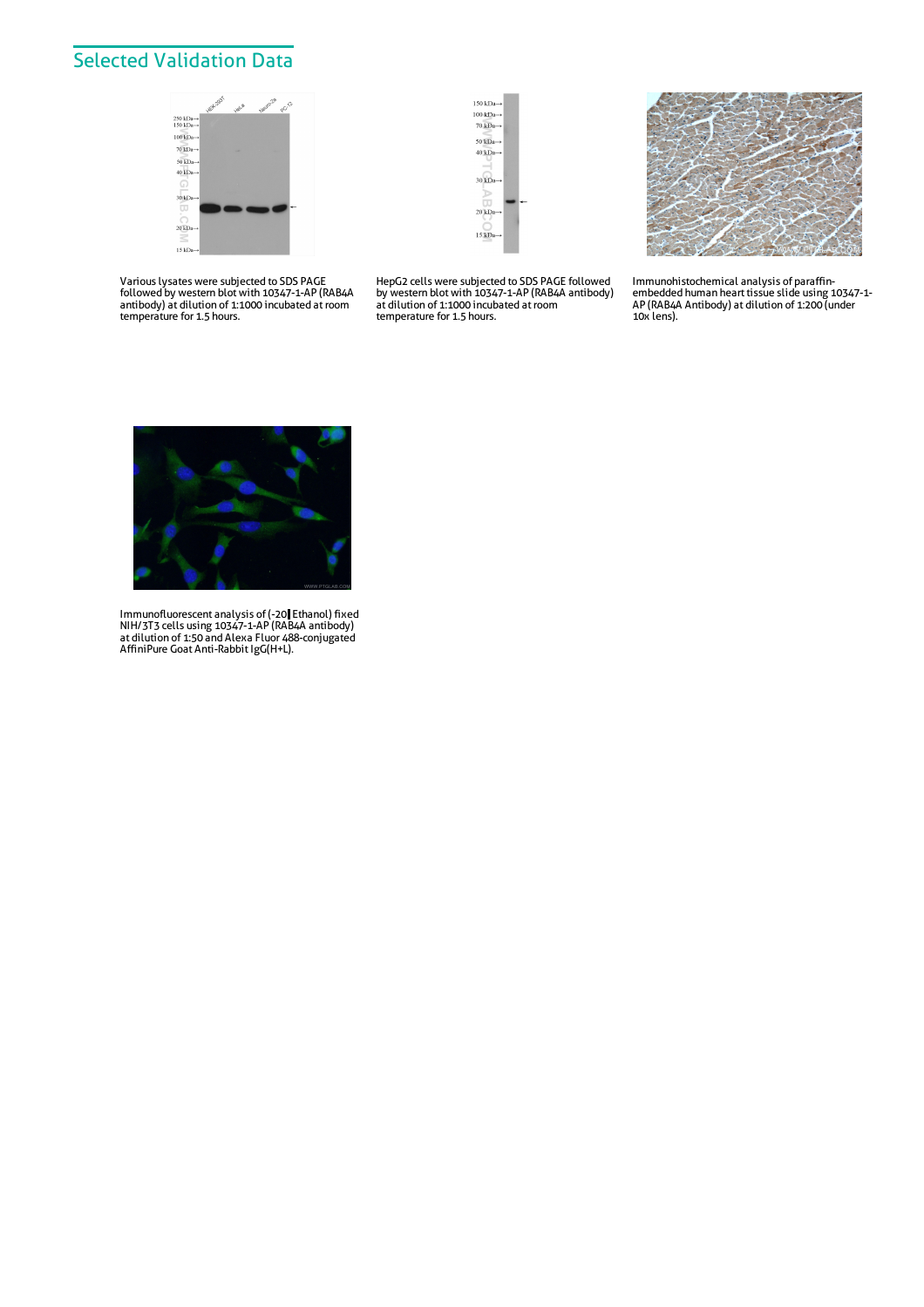## Selected Validation Data

Various lysates were subjected to SDS PAGE followed by western blot with 10347-1-AP (RAB4A antibody) at dilution of 1:1000 incubated at room temperature for 1.5 hours.

HepG2 cells were subjected to SDS PAGE followed by western blot with 10347-1-AP (RAB4A antibody) at dilution of 1:1000 incubated at room temperature for 1.5 hours.

Immunohistochemical analysis of paraffin-embedded human heart tissue slide using 10347-1-AP (RAB4A Antibody) at dilution of 1:200 (under 10x lens).

Immunofluorescent analysis of (-20▌Ethanol) fixed NIH/3T3 cells using 10347-1-AP (RAB4A antibody) at dilution of 1:50 and Alexa Fluor 488-conjugated AffiniPure Goat Anti-Rabbit IgG(H+L).